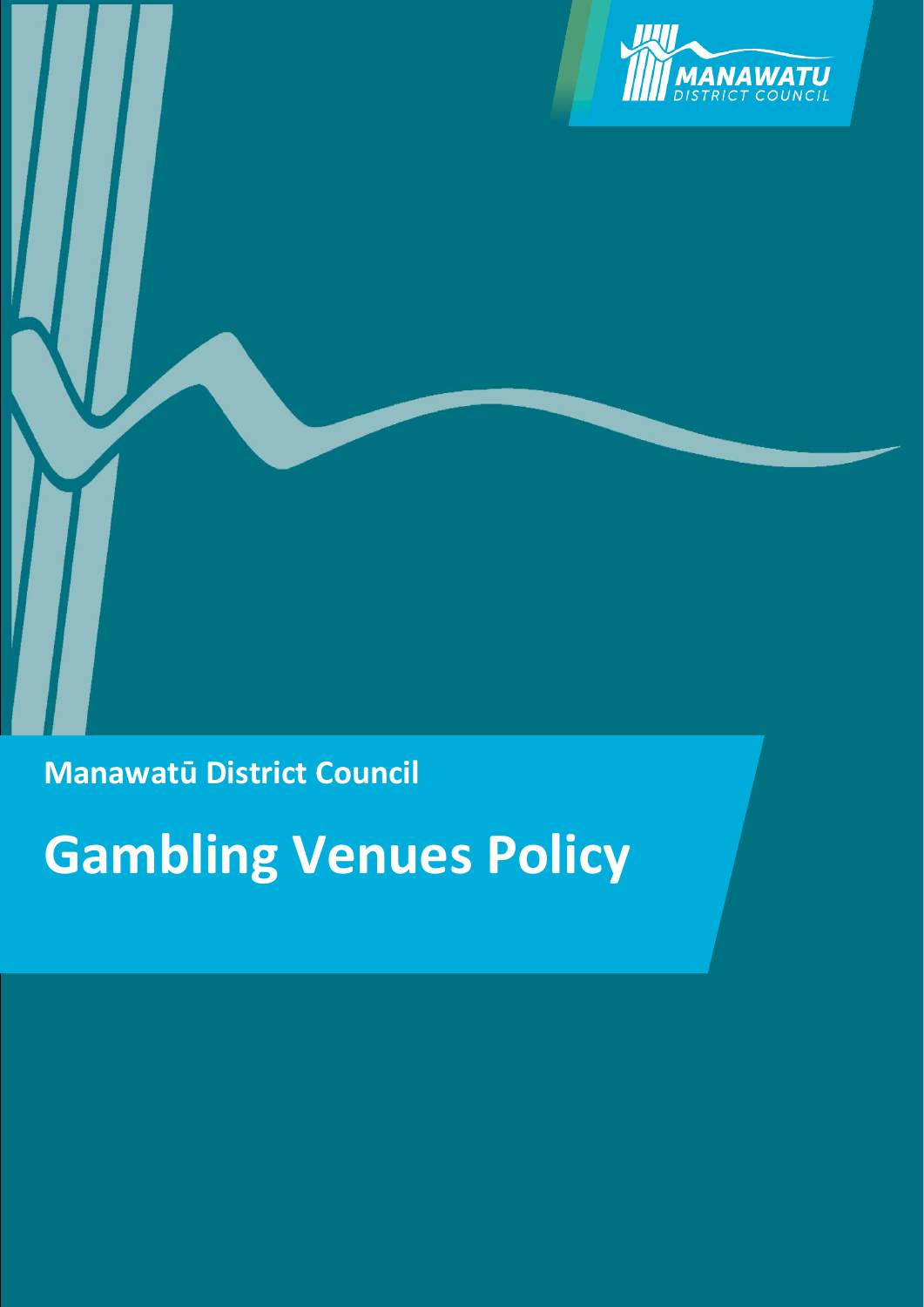MANAWATU DISTRICT COUNCIL

**Manawatū District Council**

# Gambling Venues Policy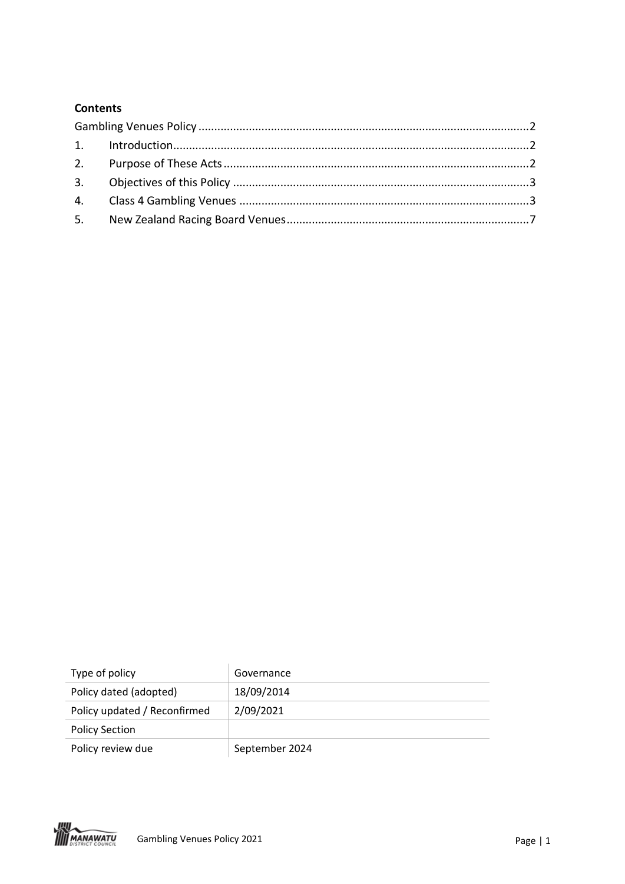**Contents**

Gambling Venues Policy ........................................................................................................2
1. Introduction ........................................................................................................2
2. Purpose of These Acts ........................................................................................2
3. Objectives of this Policy ......................................................................................3
4. Class 4 Gambling Venues ....................................................................................3
5. New Zealand Racing Board Venues .....................................................................7

| Type of policy | Governance |
| --- | --- |
| Policy dated (adopted) | 18/09/2014 |
| Policy updated / Reconfirmed | 2/09/2021 |
| Policy Section | |
| Policy review due | September 2024 |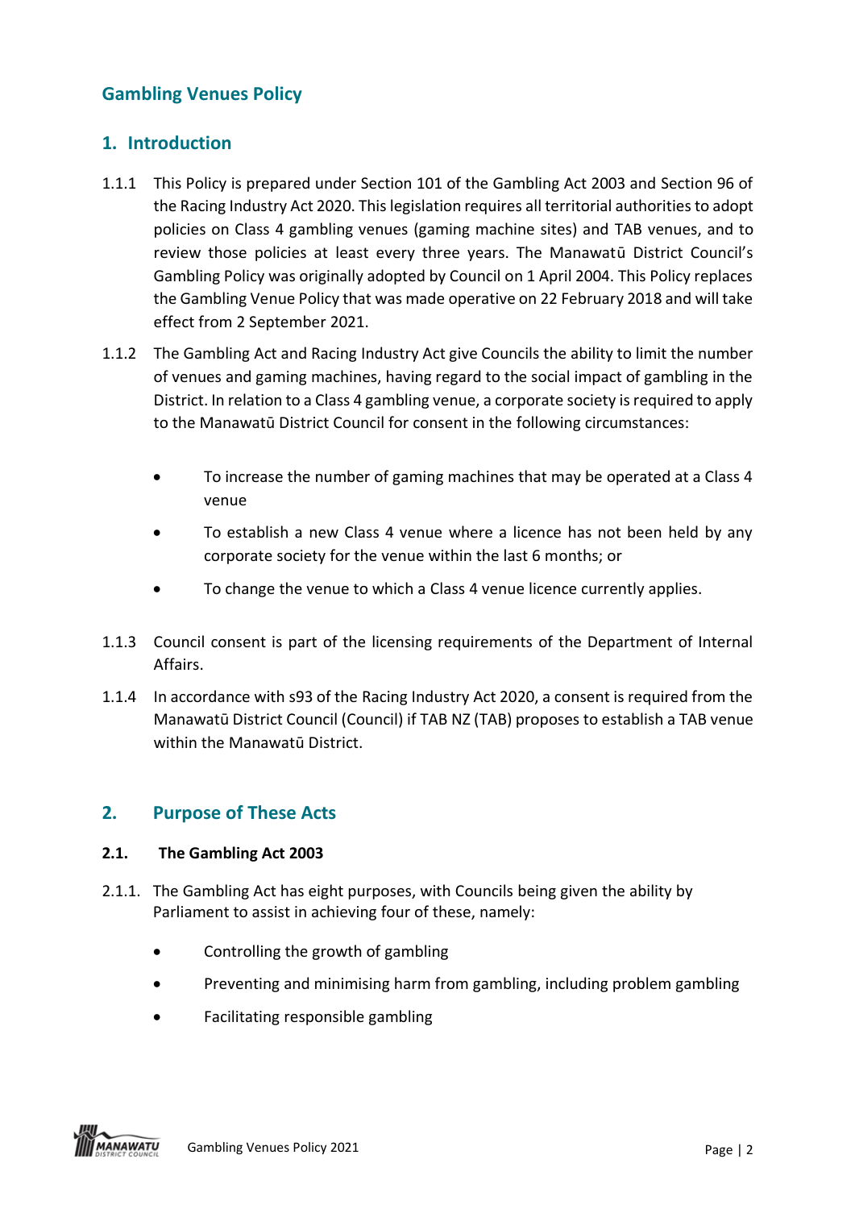## Gambling Venues Policy

## 1. Introduction

1.1.1 This Policy is prepared under Section 101 of the Gambling Act 2003 and Section 96 of the Racing Industry Act 2020. This legislation requires all territorial authorities to adopt policies on Class 4 gambling venues (gaming machine sites) and TAB venues, and to review those policies at least every three years. The Manawatū District Council's Gambling Policy was originally adopted by Council on 1 April 2004. This Policy replaces the Gambling Venue Policy that was made operative on 22 February 2018 and will take effect from 2 September 2021.

1.1.2 The Gambling Act and Racing Industry Act give Councils the ability to limit the number of venues and gaming machines, having regard to the social impact of gambling in the District. In relation to a Class 4 gambling venue, a corporate society is required to apply to the Manawatū District Council for consent in the following circumstances:

- To increase the number of gaming machines that may be operated at a Class 4 venue
- To establish a new Class 4 venue where a licence has not been held by any corporate society for the venue within the last 6 months; or
- To change the venue to which a Class 4 venue licence currently applies.

1.1.3 Council consent is part of the licensing requirements of the Department of Internal Affairs.

1.1.4 In accordance with s93 of the Racing Industry Act 2020, a consent is required from the Manawatū District Council (Council) if TAB NZ (TAB) proposes to establish a TAB venue within the Manawatū District.

## 2. Purpose of These Acts

### 2.1. The Gambling Act 2003

2.1.1. The Gambling Act has eight purposes, with Councils being given the ability by Parliament to assist in achieving four of these, namely:

- Controlling the growth of gambling
- Preventing and minimising harm from gambling, including problem gambling
- Facilitating responsible gambling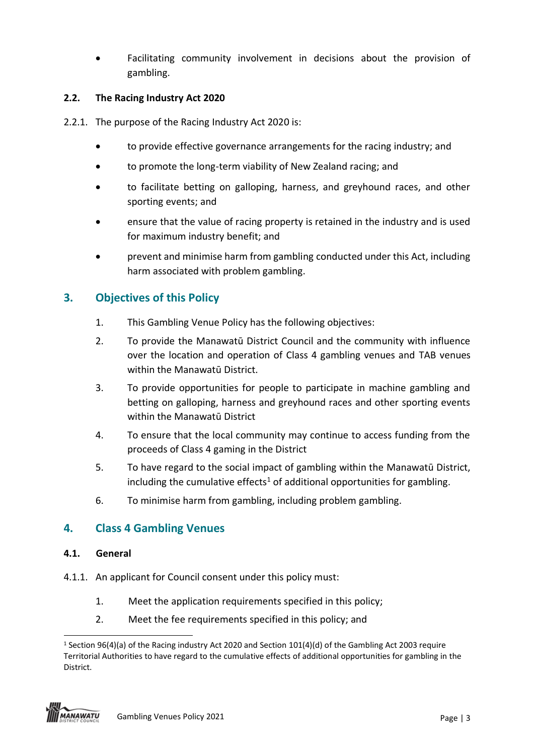- Facilitating community involvement in decisions about the provision of gambling.

### 2.2. The Racing Industry Act 2020

2.2.1. The purpose of the Racing Industry Act 2020 is:

- to provide effective governance arrangements for the racing industry; and
- to promote the long-term viability of New Zealand racing; and
- to facilitate betting on galloping, harness, and greyhound races, and other sporting events; and
- ensure that the value of racing property is retained in the industry and is used for maximum industry benefit; and
- prevent and minimise harm from gambling conducted under this Act, including harm associated with problem gambling.

## 3. Objectives of this Policy

1. This Gambling Venue Policy has the following objectives:
2. To provide the Manawatū District Council and the community with influence over the location and operation of Class 4 gambling venues and TAB venues within the Manawatū District.
3. To provide opportunities for people to participate in machine gambling and betting on galloping, harness and greyhound races and other sporting events within the Manawatū District
4. To ensure that the local community may continue to access funding from the proceeds of Class 4 gaming in the District
5. To have regard to the social impact of gambling within the Manawatū District, including the cumulative effects[1] of additional opportunities for gambling.
6. To minimise harm from gambling, including problem gambling.

## 4. Class 4 Gambling Venues

### 4.1. General

4.1.1. An applicant for Council consent under this policy must:

1. Meet the application requirements specified in this policy;
2. Meet the fee requirements specified in this policy; and

[1] Section 96(4)(a) of the Racing industry Act 2020 and Section 101(4)(d) of the Gambling Act 2003 require Territorial Authorities to have regard to the cumulative effects of additional opportunities for gambling in the District.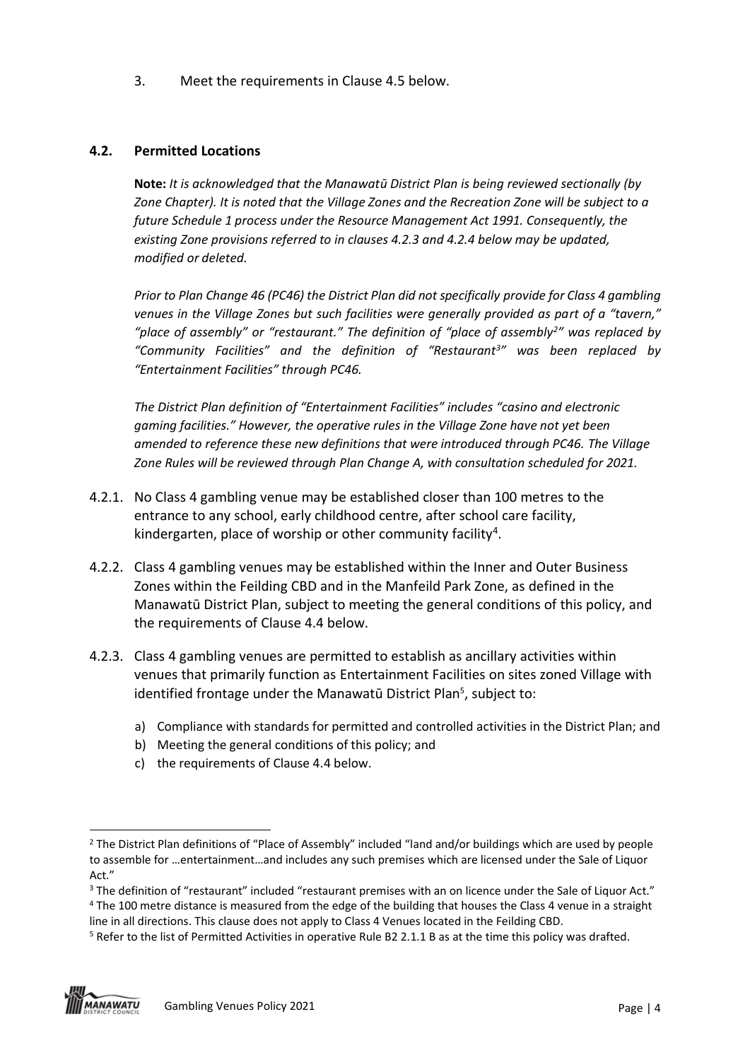3. Meet the requirements in Clause 4.5 below.

### 4.2. Permitted Locations

**Note:** *It is acknowledged that the Manawatū District Plan is being reviewed sectionally (by Zone Chapter). It is noted that the Village Zones and the Recreation Zone will be subject to a future Schedule 1 process under the Resource Management Act 1991. Consequently, the existing Zone provisions referred to in clauses 4.2.3 and 4.2.4 below may be updated, modified or deleted.*

*Prior to Plan Change 46 (PC46) the District Plan did not specifically provide for Class 4 gambling venues in the Village Zones but such facilities were generally provided as part of a "tavern," "place of assembly" or "restaurant." The definition of "place of assembly[2]" was replaced by "Community Facilities" and the definition of "Restaurant[3]" was been replaced by "Entertainment Facilities" through PC46.*

*The District Plan definition of "Entertainment Facilities" includes "casino and electronic gaming facilities." However, the operative rules in the Village Zone have not yet been amended to reference these new definitions that were introduced through PC46. The Village Zone Rules will be reviewed through Plan Change A, with consultation scheduled for 2021.*

4.2.1. No Class 4 gambling venue may be established closer than 100 metres to the entrance to any school, early childhood centre, after school care facility, kindergarten, place of worship or other community facility[4].

4.2.2. Class 4 gambling venues may be established within the Inner and Outer Business Zones within the Feilding CBD and in the Manfeild Park Zone, as defined in the Manawatū District Plan, subject to meeting the general conditions of this policy, and the requirements of Clause 4.4 below.

4.2.3. Class 4 gambling venues are permitted to establish as ancillary activities within venues that primarily function as Entertainment Facilities on sites zoned Village with identified frontage under the Manawatū District Plan[5], subject to:

a) Compliance with standards for permitted and controlled activities in the District Plan; and
b) Meeting the general conditions of this policy; and
c) the requirements of Clause 4.4 below.

---

[2] The District Plan definitions of "Place of Assembly" included "land and/or buildings which are used by people to assemble for …entertainment…and includes any such premises which are licensed under the Sale of Liquor Act."

[3] The definition of "restaurant" included "restaurant premises with an on licence under the Sale of Liquor Act."

[4] The 100 metre distance is measured from the edge of the building that houses the Class 4 venue in a straight line in all directions. This clause does not apply to Class 4 Venues located in the Feilding CBD.

[5] Refer to the list of Permitted Activities in operative Rule B2 2.1.1 B as at the time this policy was drafted.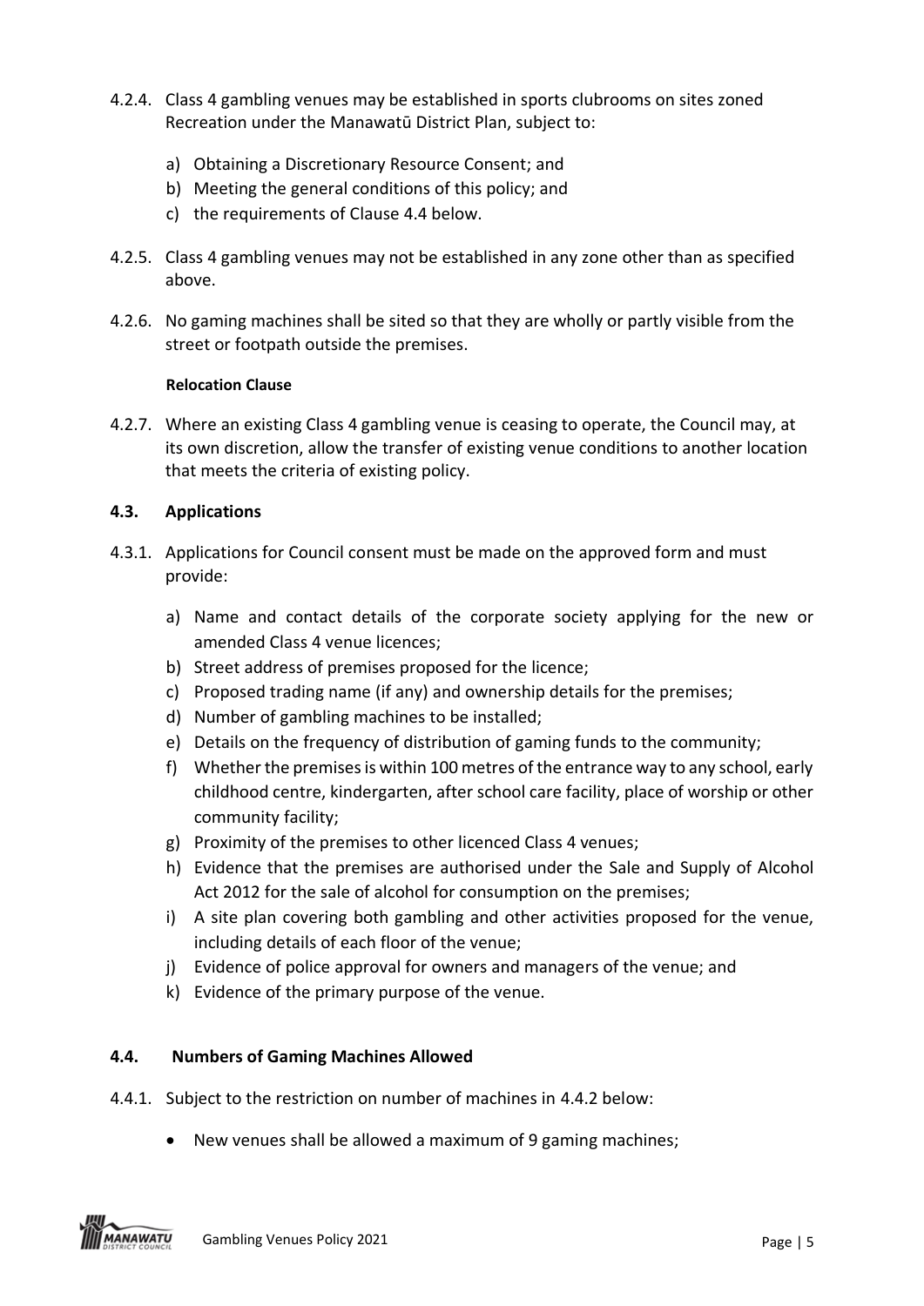4.2.4. Class 4 gambling venues may be established in sports clubrooms on sites zoned Recreation under the Manawatū District Plan, subject to:

a) Obtaining a Discretionary Resource Consent; and
b) Meeting the general conditions of this policy; and
c) the requirements of Clause 4.4 below.

4.2.5. Class 4 gambling venues may not be established in any zone other than as specified above.

4.2.6. No gaming machines shall be sited so that they are wholly or partly visible from the street or footpath outside the premises.

**Relocation Clause**

4.2.7. Where an existing Class 4 gambling venue is ceasing to operate, the Council may, at its own discretion, allow the transfer of existing venue conditions to another location that meets the criteria of existing policy.

### 4.3. Applications

4.3.1. Applications for Council consent must be made on the approved form and must provide:

a) Name and contact details of the corporate society applying for the new or amended Class 4 venue licences;
b) Street address of premises proposed for the licence;
c) Proposed trading name (if any) and ownership details for the premises;
d) Number of gambling machines to be installed;
e) Details on the frequency of distribution of gaming funds to the community;
f) Whether the premises is within 100 metres of the entrance way to any school, early childhood centre, kindergarten, after school care facility, place of worship or other community facility;
g) Proximity of the premises to other licenced Class 4 venues;
h) Evidence that the premises are authorised under the Sale and Supply of Alcohol Act 2012 for the sale of alcohol for consumption on the premises;
i) A site plan covering both gambling and other activities proposed for the venue, including details of each floor of the venue;
j) Evidence of police approval for owners and managers of the venue; and
k) Evidence of the primary purpose of the venue.

### 4.4. Numbers of Gaming Machines Allowed

4.4.1. Subject to the restriction on number of machines in 4.4.2 below:

- New venues shall be allowed a maximum of 9 gaming machines;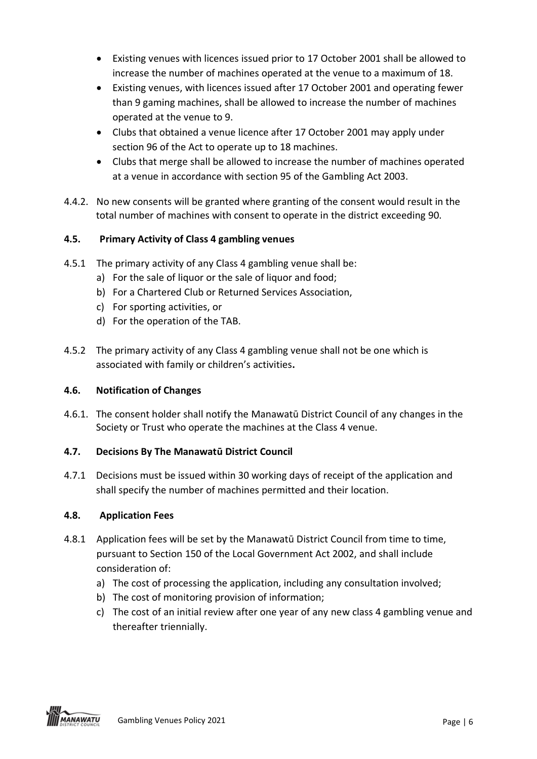- Existing venues with licences issued prior to 17 October 2001 shall be allowed to increase the number of machines operated at the venue to a maximum of 18.
- Existing venues, with licences issued after 17 October 2001 and operating fewer than 9 gaming machines, shall be allowed to increase the number of machines operated at the venue to 9.
- Clubs that obtained a venue licence after 17 October 2001 may apply under section 96 of the Act to operate up to 18 machines.
- Clubs that merge shall be allowed to increase the number of machines operated at a venue in accordance with section 95 of the Gambling Act 2003.

4.4.2. No new consents will be granted where granting of the consent would result in the total number of machines with consent to operate in the district exceeding 90.

### 4.5. Primary Activity of Class 4 gambling venues

4.5.1 The primary activity of any Class 4 gambling venue shall be:

a) For the sale of liquor or the sale of liquor and food;
b) For a Chartered Club or Returned Services Association,
c) For sporting activities, or
d) For the operation of the TAB.

4.5.2 The primary activity of any Class 4 gambling venue shall not be one which is associated with family or children's activities**.**

### 4.6. Notification of Changes

4.6.1. The consent holder shall notify the Manawatū District Council of any changes in the Society or Trust who operate the machines at the Class 4 venue.

### 4.7. Decisions By The Manawatū District Council

4.7.1 Decisions must be issued within 30 working days of receipt of the application and shall specify the number of machines permitted and their location.

### 4.8. Application Fees

4.8.1 Application fees will be set by the Manawatū District Council from time to time, pursuant to Section 150 of the Local Government Act 2002, and shall include consideration of:

a) The cost of processing the application, including any consultation involved;
b) The cost of monitoring provision of information;
c) The cost of an initial review after one year of any new class 4 gambling venue and thereafter triennially.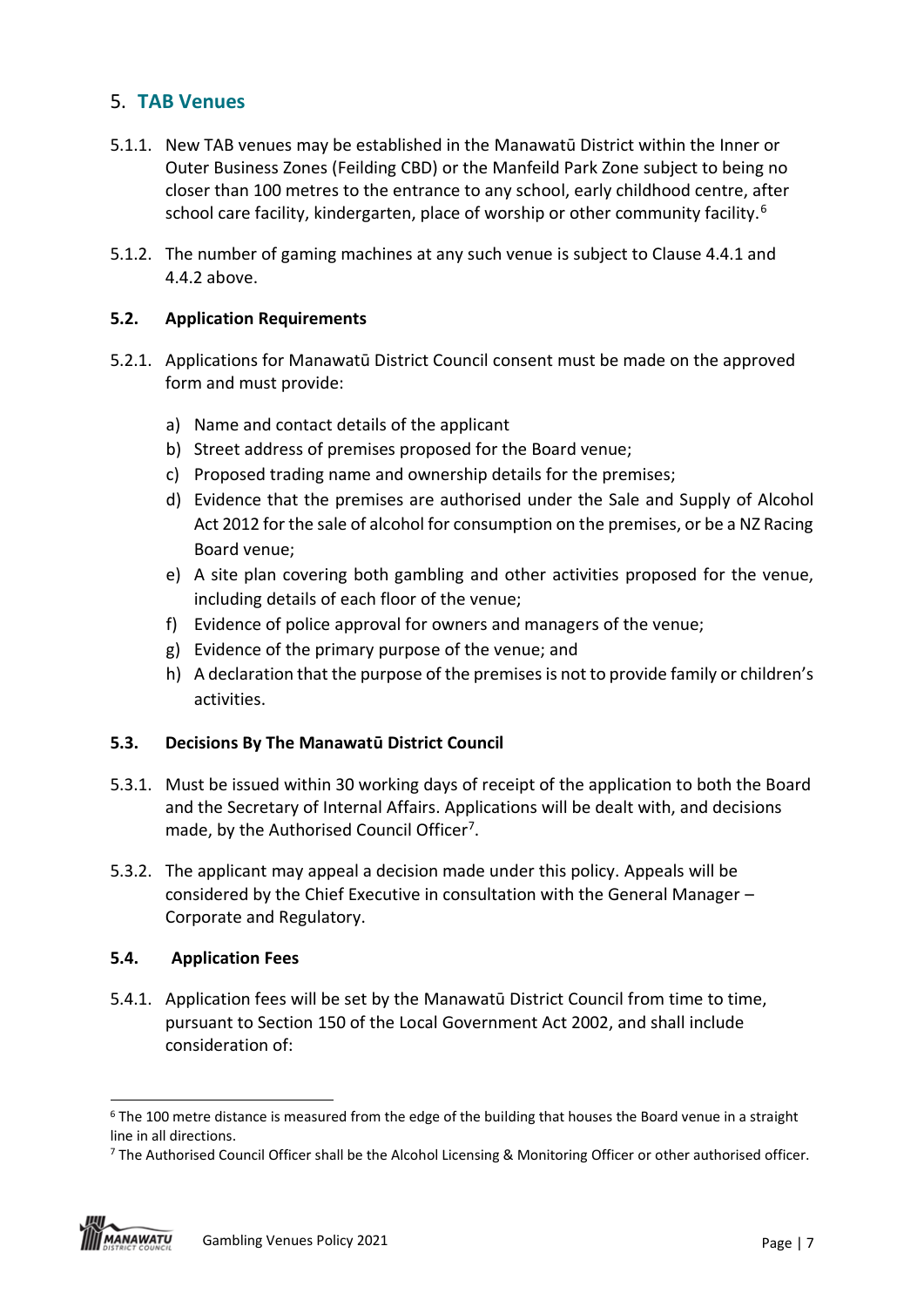## 5. TAB Venues

5.1.1. New TAB venues may be established in the Manawatū District within the Inner or Outer Business Zones (Feilding CBD) or the Manfeild Park Zone subject to being no closer than 100 metres to the entrance to any school, early childhood centre, after school care facility, kindergarten, place of worship or other community facility.[6]

5.1.2. The number of gaming machines at any such venue is subject to Clause 4.4.1 and 4.4.2 above.

### 5.2. Application Requirements

5.2.1. Applications for Manawatū District Council consent must be made on the approved form and must provide:

a) Name and contact details of the applicant
b) Street address of premises proposed for the Board venue;
c) Proposed trading name and ownership details for the premises;
d) Evidence that the premises are authorised under the Sale and Supply of Alcohol Act 2012 for the sale of alcohol for consumption on the premises, or be a NZ Racing Board venue;
e) A site plan covering both gambling and other activities proposed for the venue, including details of each floor of the venue;
f) Evidence of police approval for owners and managers of the venue;
g) Evidence of the primary purpose of the venue; and
h) A declaration that the purpose of the premises is not to provide family or children's activities.

### 5.3. Decisions By The Manawatū District Council

5.3.1. Must be issued within 30 working days of receipt of the application to both the Board and the Secretary of Internal Affairs. Applications will be dealt with, and decisions made, by the Authorised Council Officer[7].

5.3.2. The applicant may appeal a decision made under this policy. Appeals will be considered by the Chief Executive in consultation with the General Manager – Corporate and Regulatory.

### 5.4. Application Fees

5.4.1. Application fees will be set by the Manawatū District Council from time to time, pursuant to Section 150 of the Local Government Act 2002, and shall include consideration of:

---

[6] The 100 metre distance is measured from the edge of the building that houses the Board venue in a straight line in all directions.

[7] The Authorised Council Officer shall be the Alcohol Licensing & Monitoring Officer or other authorised officer.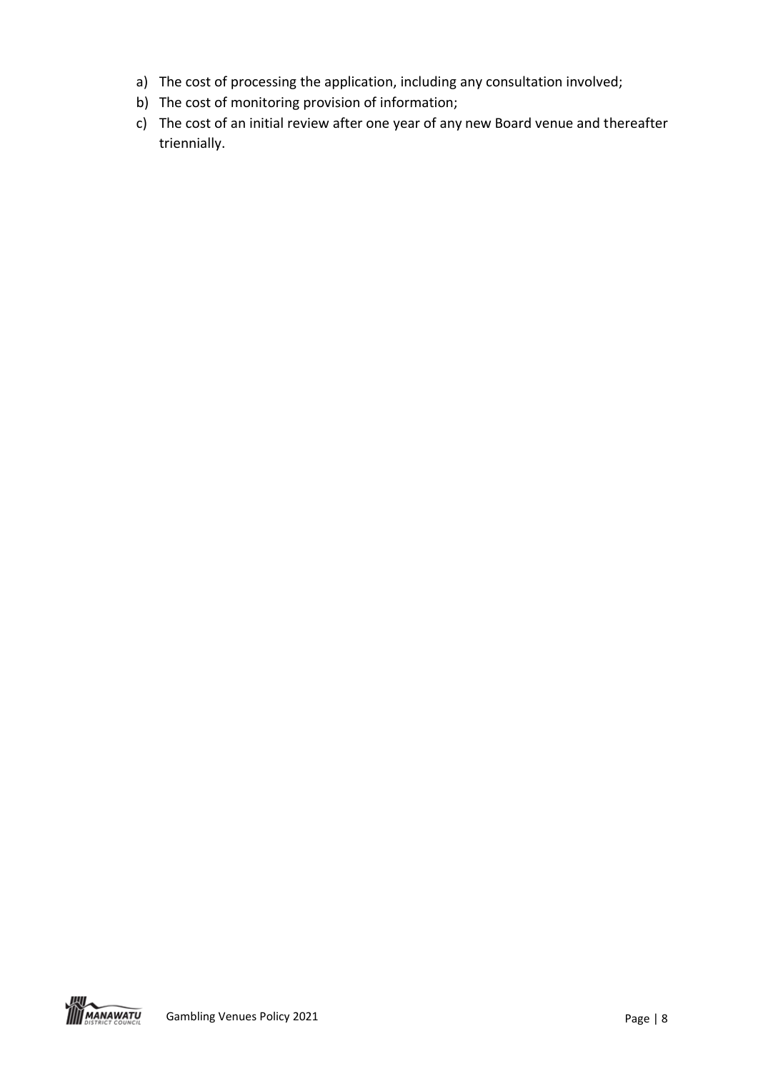a) The cost of processing the application, including any consultation involved;
b) The cost of monitoring provision of information;
c) The cost of an initial review after one year of any new Board venue and thereafter triennially.